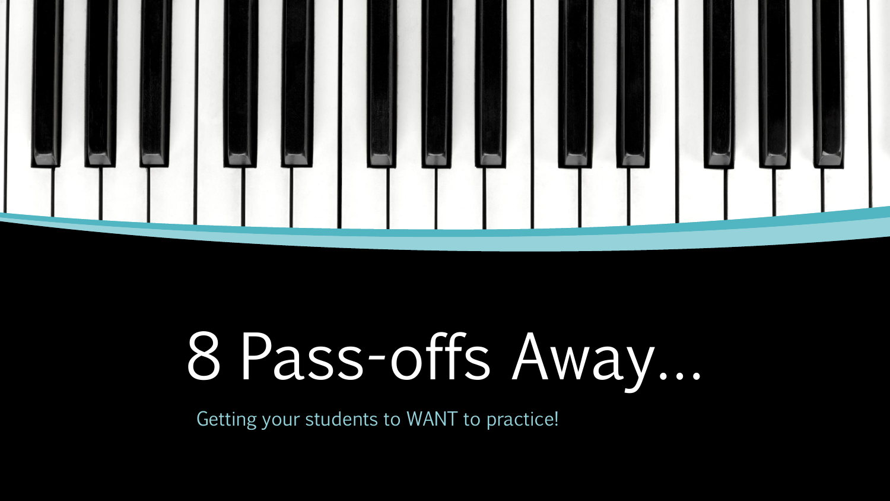# 8 Pass-offs Away…

Getting your students to WANT to practice!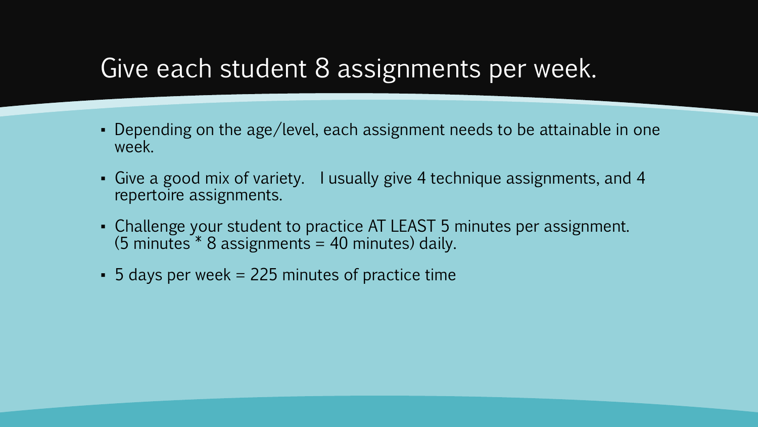# Give each student 8 assignments per week.

- Depending on the age/level, each assignment needs to be attainable in one week.
- Give a good mix of variety. I usually give 4 technique assignments, and 4 repertoire assignments.
- Challenge your student to practice AT LEAST 5 minutes per assignment. (5 minutes * 8 assignments = 40 minutes) daily.
- 5 days per week = 225 minutes of practice time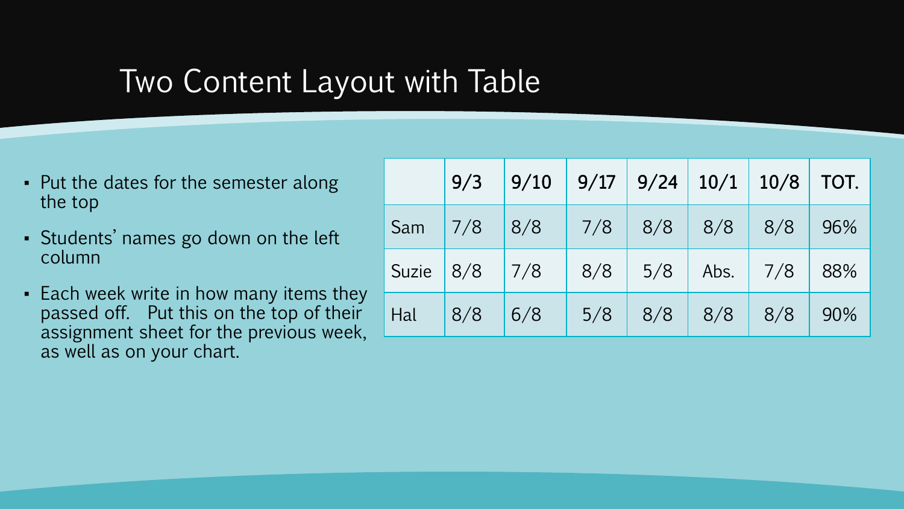# Two Content Layout with Table

- Put the dates for the semester along the top
- Students' names go down on the left column
- Each week write in how many items they passed off. Put this on the top of their assignment sheet for the previous week, as well as on your chart.

| | 9/3 | 9/10 | 9/17 | 9/24 | 10/1 | 10/8 | TOT. |
|---|---|---|---|---|---|---|---|
| Sam | 7/8 | 8/8 | 7/8 | 8/8 | 8/8 | 8/8 | 96% |
| Suzie | 8/8 | 7/8 | 8/8 | 5/8 | Abs. | 7/8 | 88% |
| Hal | 8/8 | 6/8 | 5/8 | 8/8 | 8/8 | 8/8 | 90% |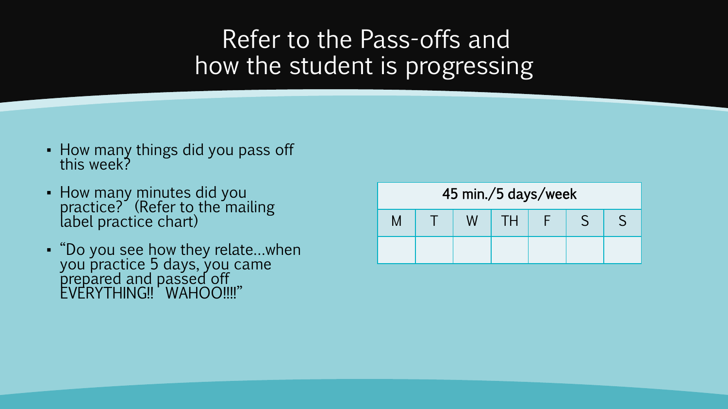# Refer to the Pass-offs and how the student is progressing

- How many things did you pass off this week?
- How many minutes did you practice? (Refer to the mailing label practice chart)
- "Do you see how they relate…when you practice 5 days, you came prepared and passed off EVERYTHING!! WAHOO!!!!"

| 45 min./5 days/week | | | | | | |
|---|---|---|---|---|---|---|
| M | T | W | TH | F | S | S |
| | | | | | | |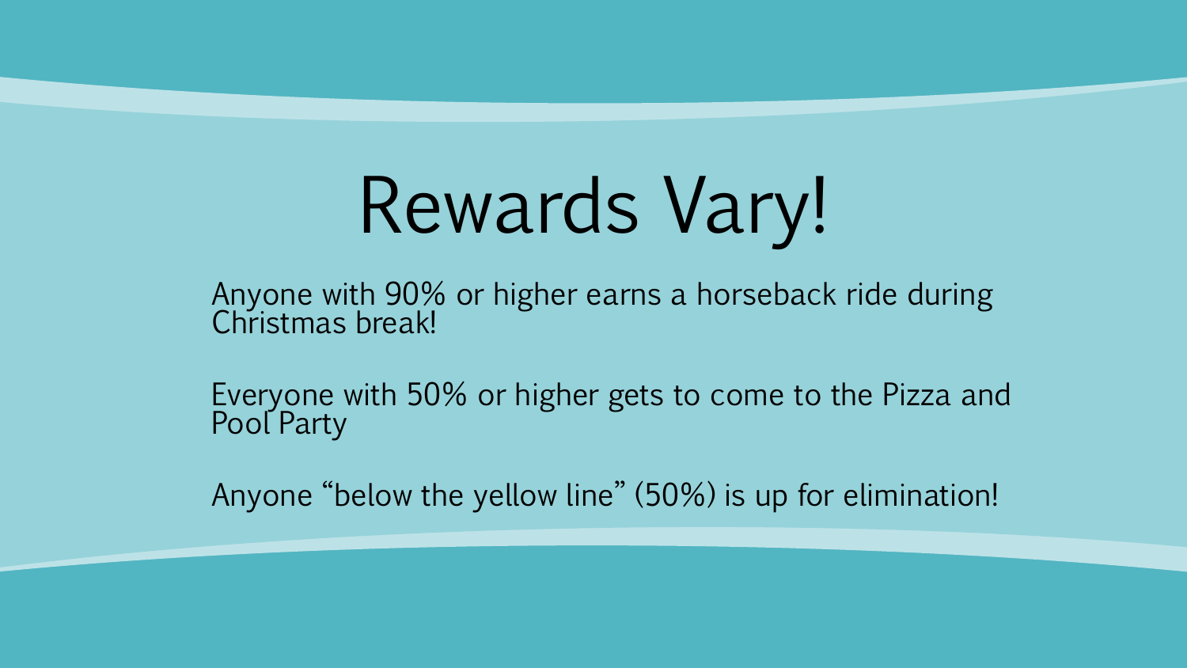# Rewards Vary!

Anyone with 90% or higher earns a horseback ride during Christmas break!

Everyone with 50% or higher gets to come to the Pizza and Pool Party

Anyone “below the yellow line” (50%) is up for elimination!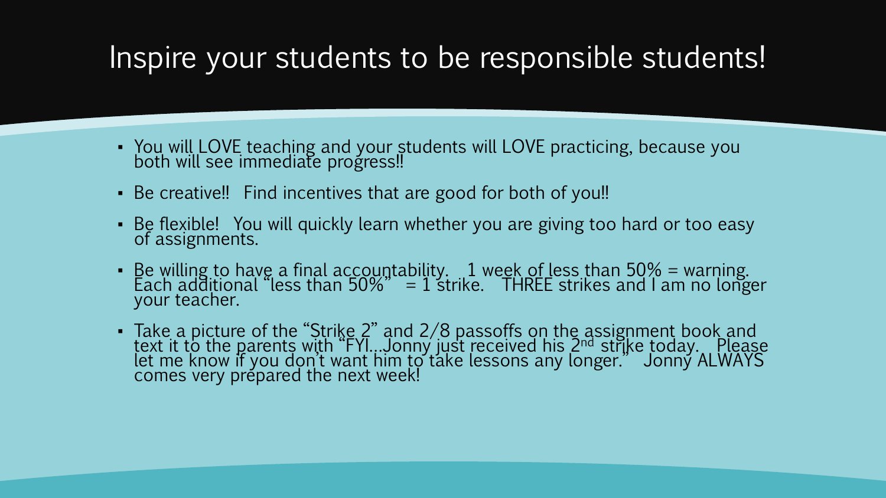# Inspire your students to be responsible students!

- You will LOVE teaching and your students will LOVE practicing, because you both will see immediate progress!!
- Be creative!! Find incentives that are good for both of you!!
- Be flexible! You will quickly learn whether you are giving too hard or too easy of assignments.
- Be willing to have a final accountability. 1 week of less than 50% = warning. Each additional "less than 50%" = 1 strike. THREE strikes and I am no longer your teacher.
- Take a picture of the "Strike 2" and 2/8 passoffs on the assignment book and text it to the parents with "FYI…Jonny just received his 2nd strike today. Please let me know if you don't want him to take lessons any longer." Jonny ALWAYS comes very prepared the next week!